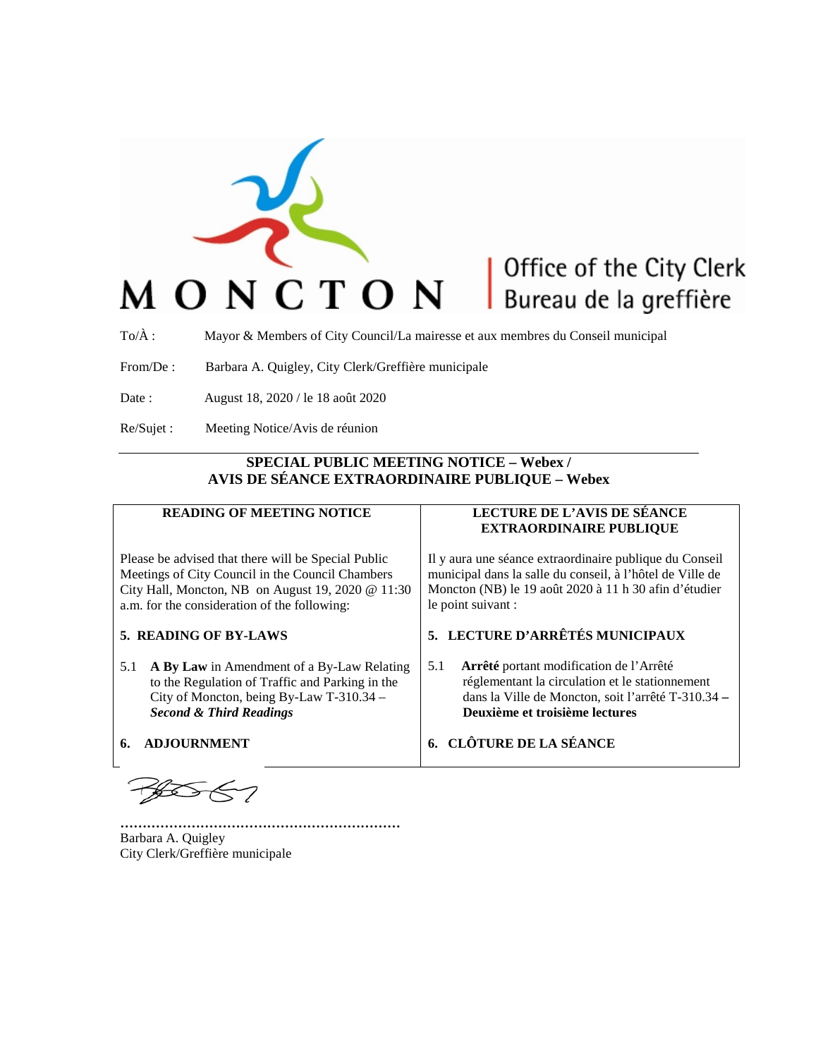MONCTON | Office of the City Clerk
Bureau de la greffière

To/À : Mayor & Members of City Council/La mairesse et aux membres du Conseil municipal

From/De : Barbara A. Quigley, City Clerk/Greffière municipale

Date : August 18, 2020 / le 18 août 2020

Re/Sujet : Meeting Notice/Avis de réunion

---

**SPECIAL PUBLIC MEETING NOTICE – Webex /**
**AVIS DE SÉANCE EXTRAORDINAIRE PUBLIQUE – Webex**

| **READING OF MEETING NOTICE** | **LECTURE DE L'AVIS DE SÉANCE EXTRAORDINAIRE PUBLIQUE** |
|---|---|
| Please be advised that there will be Special Public Meetings of City Council in the Council Chambers City Hall, Moncton, NB on August 19, 2020 @ 11:30 a.m. for the consideration of the following: | Il y aura une séance extraordinaire publique du Conseil municipal dans la salle du conseil, à l'hôtel de Ville de Moncton (NB) le 19 août 2020 à 11 h 30 afin d'étudier le point suivant : |
| **5. READING OF BY-LAWS** | **5. LECTURE D'ARRÊTÉS MUNICIPAUX** |
| 5.1 **A By Law** in Amendment of a By-Law Relating to the Regulation of Traffic and Parking in the City of Moncton, being By-Law T-310.34 – ***Second & Third Readings*** | 5.1 **Arrêté** portant modification de l'Arrêté réglementant la circulation et le stationnement dans la Ville de Moncton, soit l'arrêté T-310.34 **– Deuxième et troisième lectures** |
| **6. ADJOURNMENT** | **6. CLÔTURE DE LA SÉANCE** |

………………………………………………………

Barbara A. Quigley
City Clerk/Greffière municipale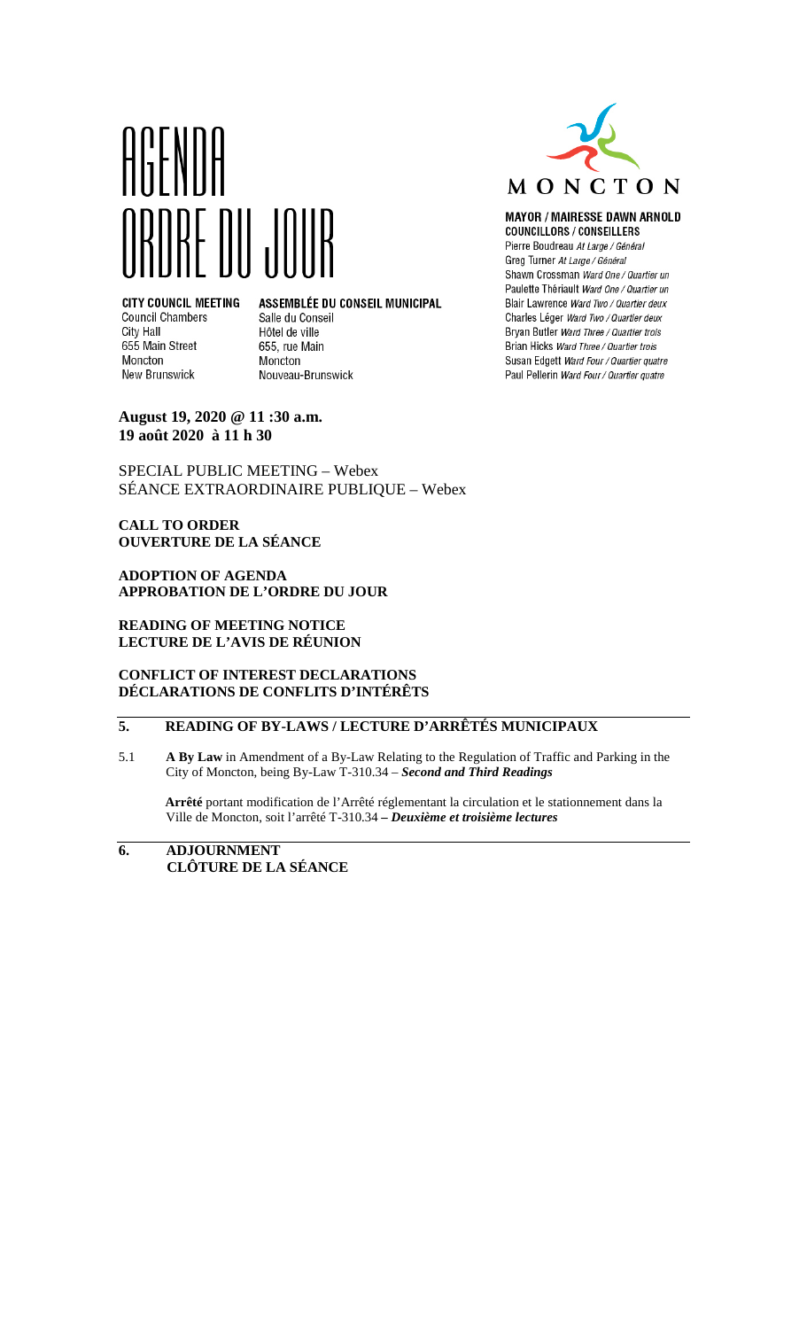# AGENDA
# ORDRE DU JOUR

**CITY COUNCIL MEETING**
Council Chambers
City Hall
655 Main Street
Moncton
New Brunswick

**ASSEMBLÉE DU CONSEIL MUNICIPAL**
Salle du Conseil
Hôtel de ville
655, rue Main
Moncton
Nouveau-Brunswick

MONCTON

**MAYOR / MAIRESSE DAWN ARNOLD**
**COUNCILLORS / CONSEILLERS**
Pierre Boudreau *At Large / Général*
Greg Turner *At Large / Général*
Shawn Crossman *Ward One / Quartier un*
Paulette Thériault *Ward One / Quartier un*
Blair Lawrence *Ward Two / Quartier deux*
Charles Léger *Ward Two / Quartier deux*
Bryan Butler *Ward Three / Quartier trois*
Brian Hicks *Ward Three / Quartier trois*
Susan Edgett *Ward Four / Quartier quatre*
Paul Pellerin *Ward Four / Quartier quatre*

**August 19, 2020 @ 11 :30 a.m.**
**19 août 2020 à 11 h 30**

SPECIAL PUBLIC MEETING – Webex
SÉANCE EXTRAORDINAIRE PUBLIQUE – Webex

**CALL TO ORDER**
**OUVERTURE DE LA SÉANCE**

**ADOPTION OF AGENDA**
**APPROBATION DE L'ORDRE DU JOUR**

**READING OF MEETING NOTICE**
**LECTURE DE L'AVIS DE RÉUNION**

**CONFLICT OF INTEREST DECLARATIONS**
**DÉCLARATIONS DE CONFLITS D'INTÉRÊTS**

## 5. READING OF BY-LAWS / LECTURE D'ARRÊTÉS MUNICIPAUX

5.1 **A By Law** in Amendment of a By-Law Relating to the Regulation of Traffic and Parking in the City of Moncton, being By-Law T-310.34 – ***Second and Third Readings***

**Arrêté** portant modification de l'Arrêté réglementant la circulation et le stationnement dans la Ville de Moncton, soit l'arrêté T-310.34 **–** ***Deuxième et troisième lectures***

## 6. ADJOURNMENT
## CLÔTURE DE LA SÉANCE